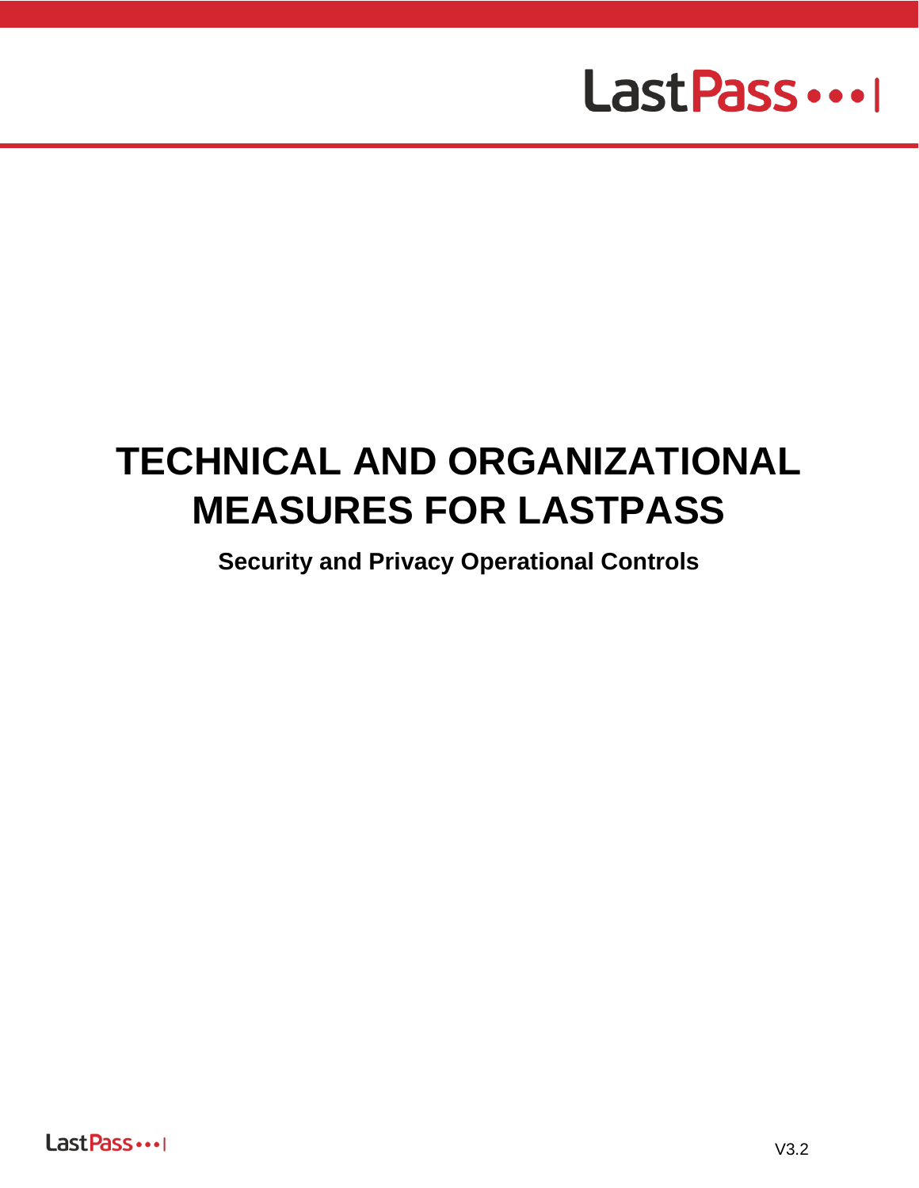# TECHNICAL AND ORGANIZATIONAL MEASURES FOR LASTPASS

**Security and Privacy Operational Controls**

V3.2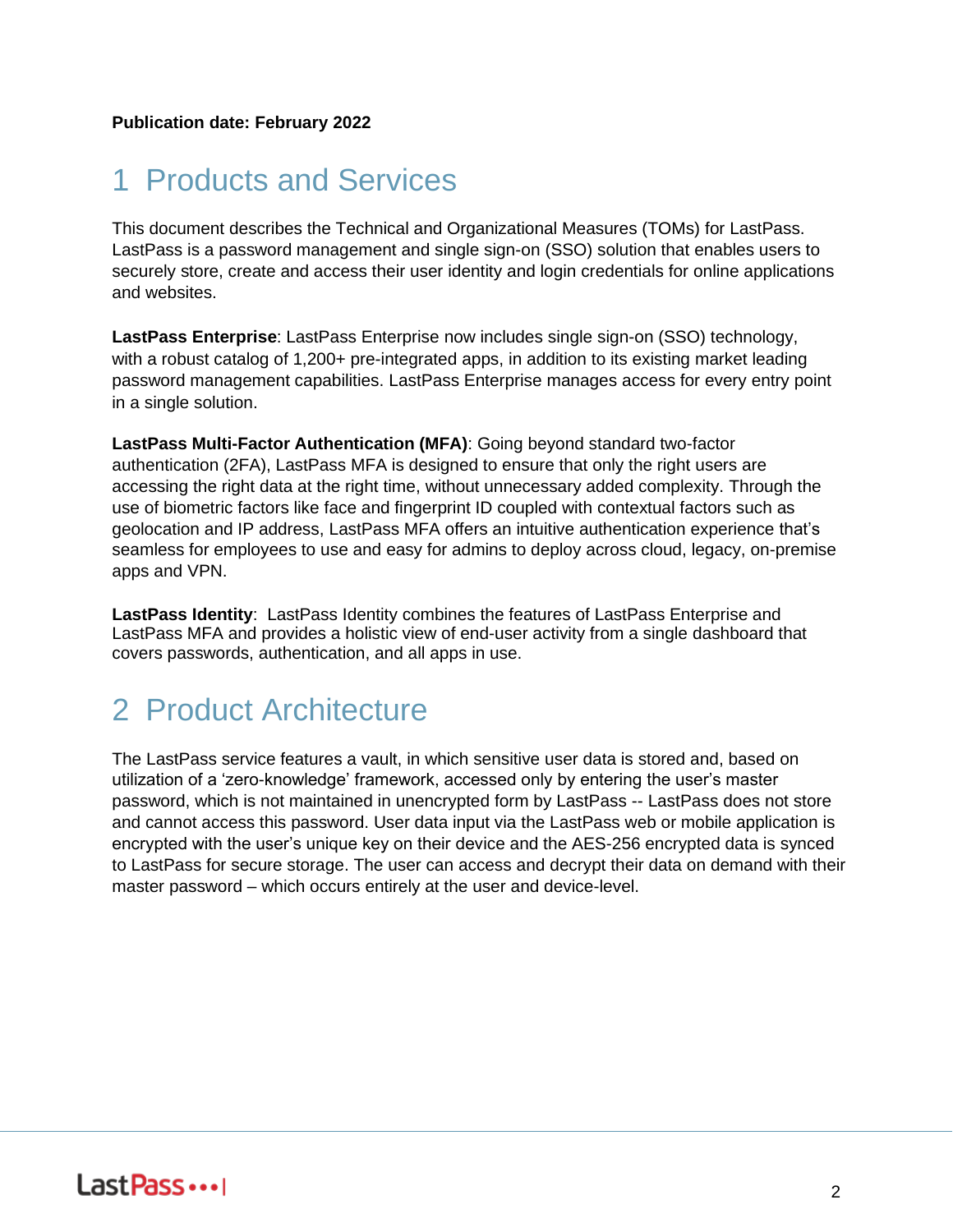**Publication date: February 2022**

# 1 Products and Services

This document describes the Technical and Organizational Measures (TOMs) for LastPass. LastPass is a password management and single sign-on (SSO) solution that enables users to securely store, create and access their user identity and login credentials for online applications and websites.

**LastPass Enterprise**: LastPass Enterprise now includes single sign-on (SSO) technology, with a robust catalog of 1,200+ pre-integrated apps, in addition to its existing market leading password management capabilities. LastPass Enterprise manages access for every entry point in a single solution.

**LastPass Multi-Factor Authentication (MFA)**: Going beyond standard two-factor authentication (2FA), LastPass MFA is designed to ensure that only the right users are accessing the right data at the right time, without unnecessary added complexity. Through the use of biometric factors like face and fingerprint ID coupled with contextual factors such as geolocation and IP address, LastPass MFA offers an intuitive authentication experience that's seamless for employees to use and easy for admins to deploy across cloud, legacy, on-premise apps and VPN.

**LastPass Identity**: LastPass Identity combines the features of LastPass Enterprise and LastPass MFA and provides a holistic view of end-user activity from a single dashboard that covers passwords, authentication, and all apps in use.

# 2 Product Architecture

The LastPass service features a vault, in which sensitive user data is stored and, based on utilization of a 'zero-knowledge' framework, accessed only by entering the user's master password, which is not maintained in unencrypted form by LastPass -- LastPass does not store and cannot access this password. User data input via the LastPass web or mobile application is encrypted with the user's unique key on their device and the AES-256 encrypted data is synced to LastPass for secure storage. The user can access and decrypt their data on demand with their master password – which occurs entirely at the user and device-level.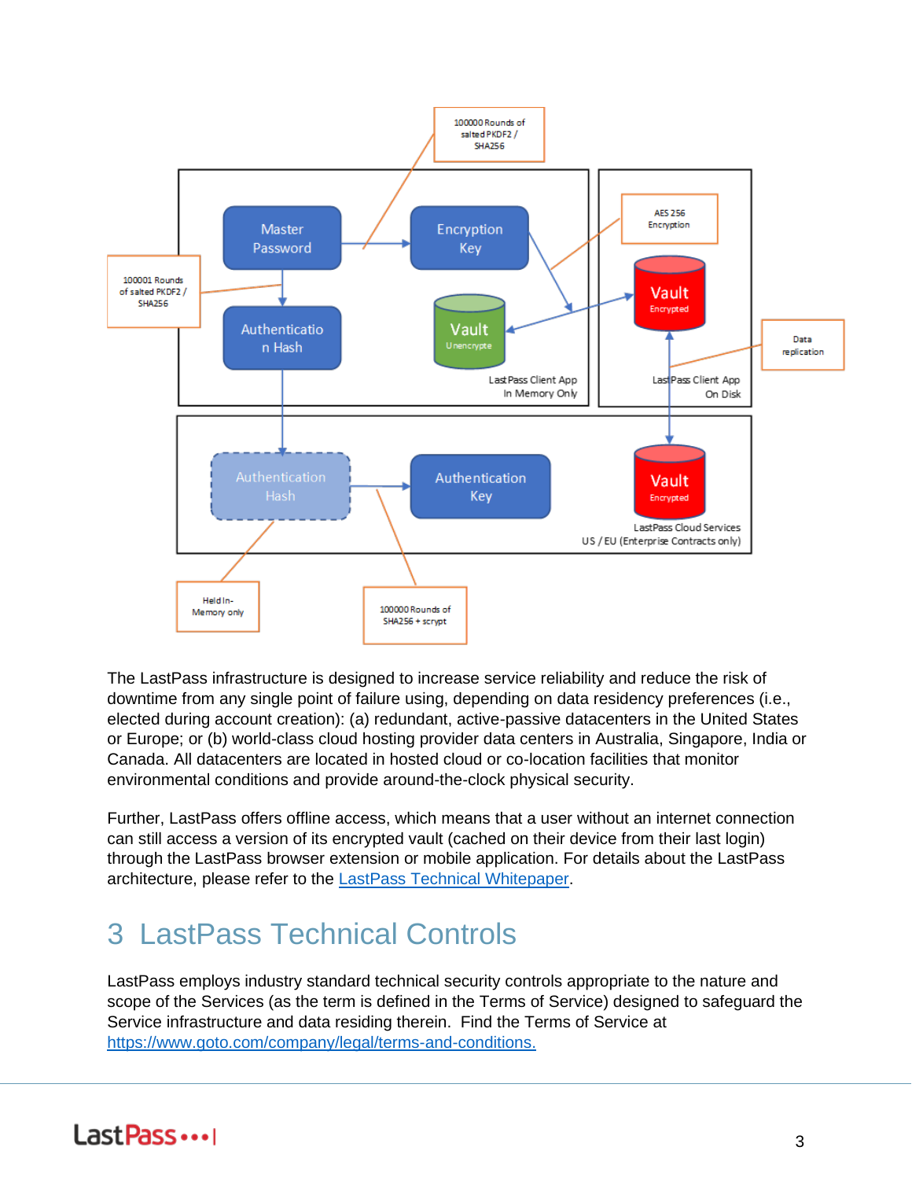The LastPass infrastructure is designed to increase service reliability and reduce the risk of downtime from any single point of failure using, depending on data residency preferences (i.e., elected during account creation): (a) redundant, active-passive datacenters in the United States or Europe; or (b) world-class cloud hosting provider data centers in Australia, Singapore, India or Canada. All datacenters are located in hosted cloud or co-location facilities that monitor environmental conditions and provide around-the-clock physical security.

Further, LastPass offers offline access, which means that a user without an internet connection can still access a version of its encrypted vault (cached on their device from their last login) through the LastPass browser extension or mobile application. For details about the LastPass architecture, please refer to the [LastPass Technical Whitepaper](LastPass Technical Whitepaper).

# 3 LastPass Technical Controls

LastPass employs industry standard technical security controls appropriate to the nature and scope of the Services (as the term is defined in the Terms of Service) designed to safeguard the Service infrastructure and data residing therein. Find the Terms of Service at [https://www.goto.com/company/legal/terms-and-conditions.](https://www.goto.com/company/legal/terms-and-conditions)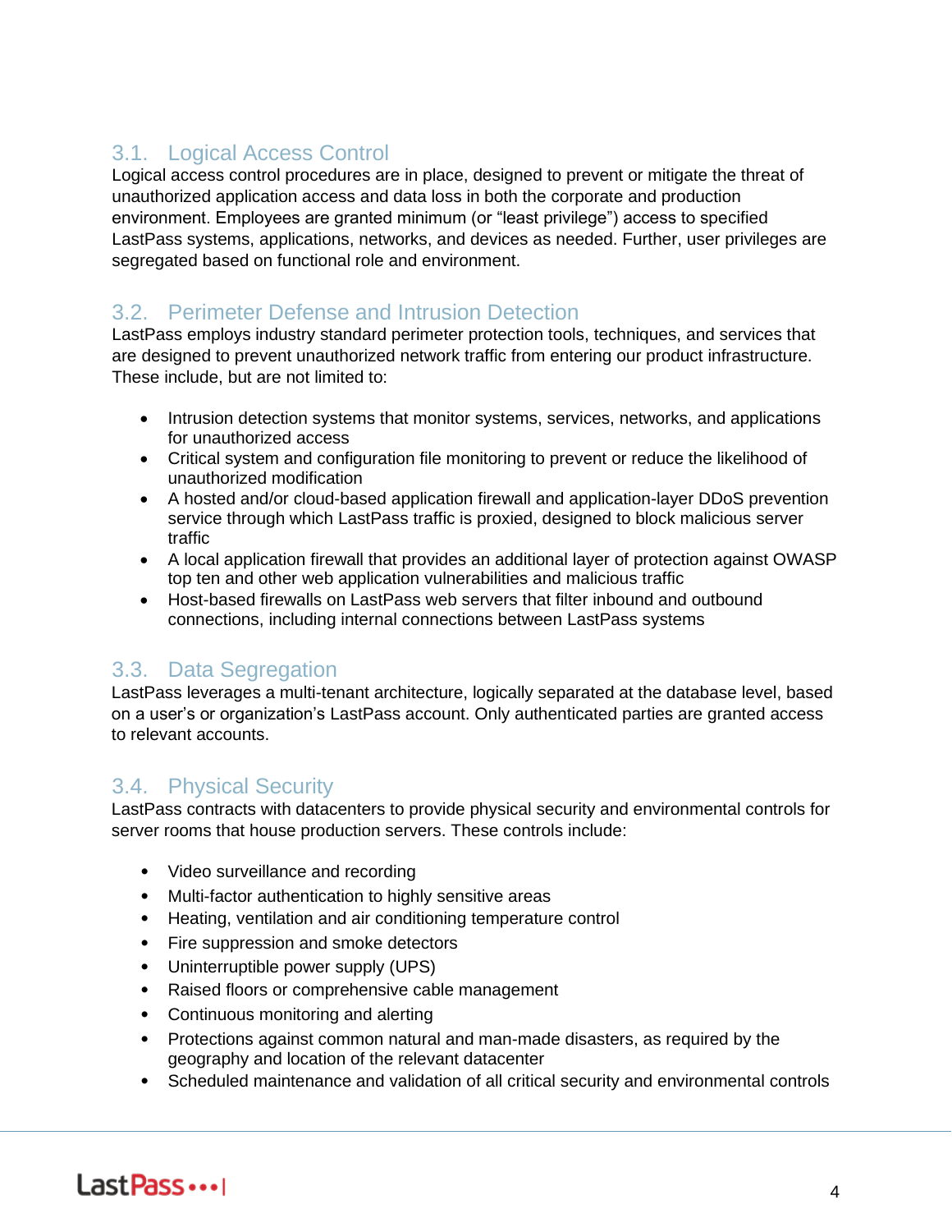## 3.1. Logical Access Control

Logical access control procedures are in place, designed to prevent or mitigate the threat of unauthorized application access and data loss in both the corporate and production environment. Employees are granted minimum (or "least privilege") access to specified LastPass systems, applications, networks, and devices as needed. Further, user privileges are segregated based on functional role and environment.

## 3.2. Perimeter Defense and Intrusion Detection

LastPass employs industry standard perimeter protection tools, techniques, and services that are designed to prevent unauthorized network traffic from entering our product infrastructure. These include, but are not limited to:

- Intrusion detection systems that monitor systems, services, networks, and applications for unauthorized access
- Critical system and configuration file monitoring to prevent or reduce the likelihood of unauthorized modification
- A hosted and/or cloud-based application firewall and application-layer DDoS prevention service through which LastPass traffic is proxied, designed to block malicious server traffic
- A local application firewall that provides an additional layer of protection against OWASP top ten and other web application vulnerabilities and malicious traffic
- Host-based firewalls on LastPass web servers that filter inbound and outbound connections, including internal connections between LastPass systems

## 3.3. Data Segregation

LastPass leverages a multi-tenant architecture, logically separated at the database level, based on a user's or organization's LastPass account. Only authenticated parties are granted access to relevant accounts.

## 3.4. Physical Security

LastPass contracts with datacenters to provide physical security and environmental controls for server rooms that house production servers. These controls include:

- Video surveillance and recording
- Multi-factor authentication to highly sensitive areas
- Heating, ventilation and air conditioning temperature control
- Fire suppression and smoke detectors
- Uninterruptible power supply (UPS)
- Raised floors or comprehensive cable management
- Continuous monitoring and alerting
- Protections against common natural and man-made disasters, as required by the geography and location of the relevant datacenter
- Scheduled maintenance and validation of all critical security and environmental controls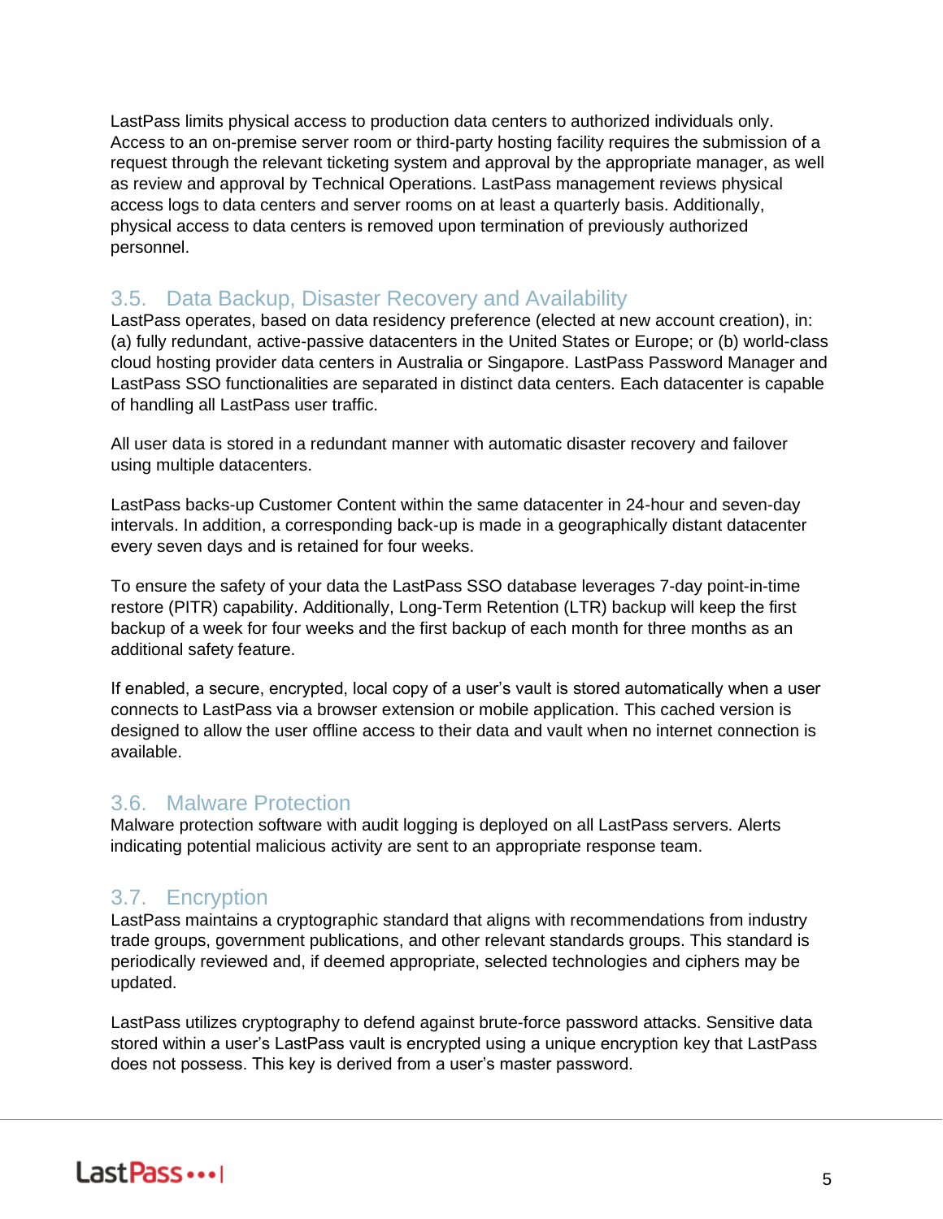LastPass limits physical access to production data centers to authorized individuals only. Access to an on-premise server room or third-party hosting facility requires the submission of a request through the relevant ticketing system and approval by the appropriate manager, as well as review and approval by Technical Operations. LastPass management reviews physical access logs to data centers and server rooms on at least a quarterly basis. Additionally, physical access to data centers is removed upon termination of previously authorized personnel.

## 3.5. Data Backup, Disaster Recovery and Availability

LastPass operates, based on data residency preference (elected at new account creation), in: (a) fully redundant, active-passive datacenters in the United States or Europe; or (b) world-class cloud hosting provider data centers in Australia or Singapore. LastPass Password Manager and LastPass SSO functionalities are separated in distinct data centers. Each datacenter is capable of handling all LastPass user traffic.

All user data is stored in a redundant manner with automatic disaster recovery and failover using multiple datacenters.

LastPass backs-up Customer Content within the same datacenter in 24-hour and seven-day intervals. In addition, a corresponding back-up is made in a geographically distant datacenter every seven days and is retained for four weeks.

To ensure the safety of your data the LastPass SSO database leverages 7-day point-in-time restore (PITR) capability. Additionally, Long-Term Retention (LTR) backup will keep the first backup of a week for four weeks and the first backup of each month for three months as an additional safety feature.

If enabled, a secure, encrypted, local copy of a user's vault is stored automatically when a user connects to LastPass via a browser extension or mobile application. This cached version is designed to allow the user offline access to their data and vault when no internet connection is available.

## 3.6. Malware Protection

Malware protection software with audit logging is deployed on all LastPass servers. Alerts indicating potential malicious activity are sent to an appropriate response team.

## 3.7. Encryption

LastPass maintains a cryptographic standard that aligns with recommendations from industry trade groups, government publications, and other relevant standards groups. This standard is periodically reviewed and, if deemed appropriate, selected technologies and ciphers may be updated.

LastPass utilizes cryptography to defend against brute-force password attacks. Sensitive data stored within a user's LastPass vault is encrypted using a unique encryption key that LastPass does not possess. This key is derived from a user's master password.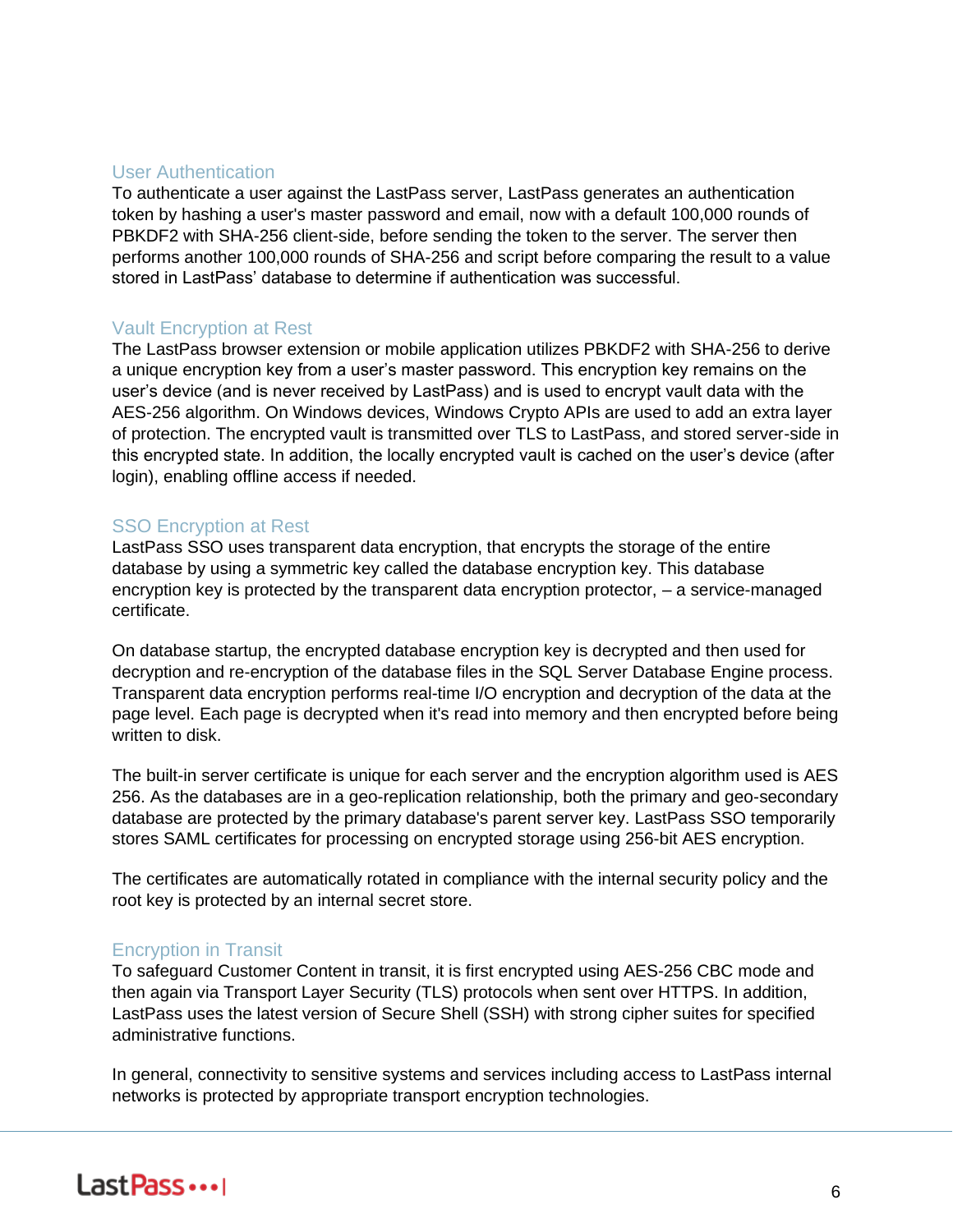### User Authentication

To authenticate a user against the LastPass server, LastPass generates an authentication token by hashing a user's master password and email, now with a default 100,000 rounds of PBKDF2 with SHA-256 client-side, before sending the token to the server. The server then performs another 100,000 rounds of SHA-256 and script before comparing the result to a value stored in LastPass' database to determine if authentication was successful.

### Vault Encryption at Rest

The LastPass browser extension or mobile application utilizes PBKDF2 with SHA-256 to derive a unique encryption key from a user's master password. This encryption key remains on the user's device (and is never received by LastPass) and is used to encrypt vault data with the AES-256 algorithm. On Windows devices, Windows Crypto APIs are used to add an extra layer of protection. The encrypted vault is transmitted over TLS to LastPass, and stored server-side in this encrypted state. In addition, the locally encrypted vault is cached on the user's device (after login), enabling offline access if needed.

### SSO Encryption at Rest

LastPass SSO uses transparent data encryption, that encrypts the storage of the entire database by using a symmetric key called the database encryption key. This database encryption key is protected by the transparent data encryption protector, – a service-managed certificate.

On database startup, the encrypted database encryption key is decrypted and then used for decryption and re-encryption of the database files in the SQL Server Database Engine process. Transparent data encryption performs real-time I/O encryption and decryption of the data at the page level. Each page is decrypted when it's read into memory and then encrypted before being written to disk.

The built-in server certificate is unique for each server and the encryption algorithm used is AES 256. As the databases are in a geo-replication relationship, both the primary and geo-secondary database are protected by the primary database's parent server key. LastPass SSO temporarily stores SAML certificates for processing on encrypted storage using 256-bit AES encryption.

The certificates are automatically rotated in compliance with the internal security policy and the root key is protected by an internal secret store.

### Encryption in Transit

To safeguard Customer Content in transit, it is first encrypted using AES-256 CBC mode and then again via Transport Layer Security (TLS) protocols when sent over HTTPS. In addition, LastPass uses the latest version of Secure Shell (SSH) with strong cipher suites for specified administrative functions.

In general, connectivity to sensitive systems and services including access to LastPass internal networks is protected by appropriate transport encryption technologies.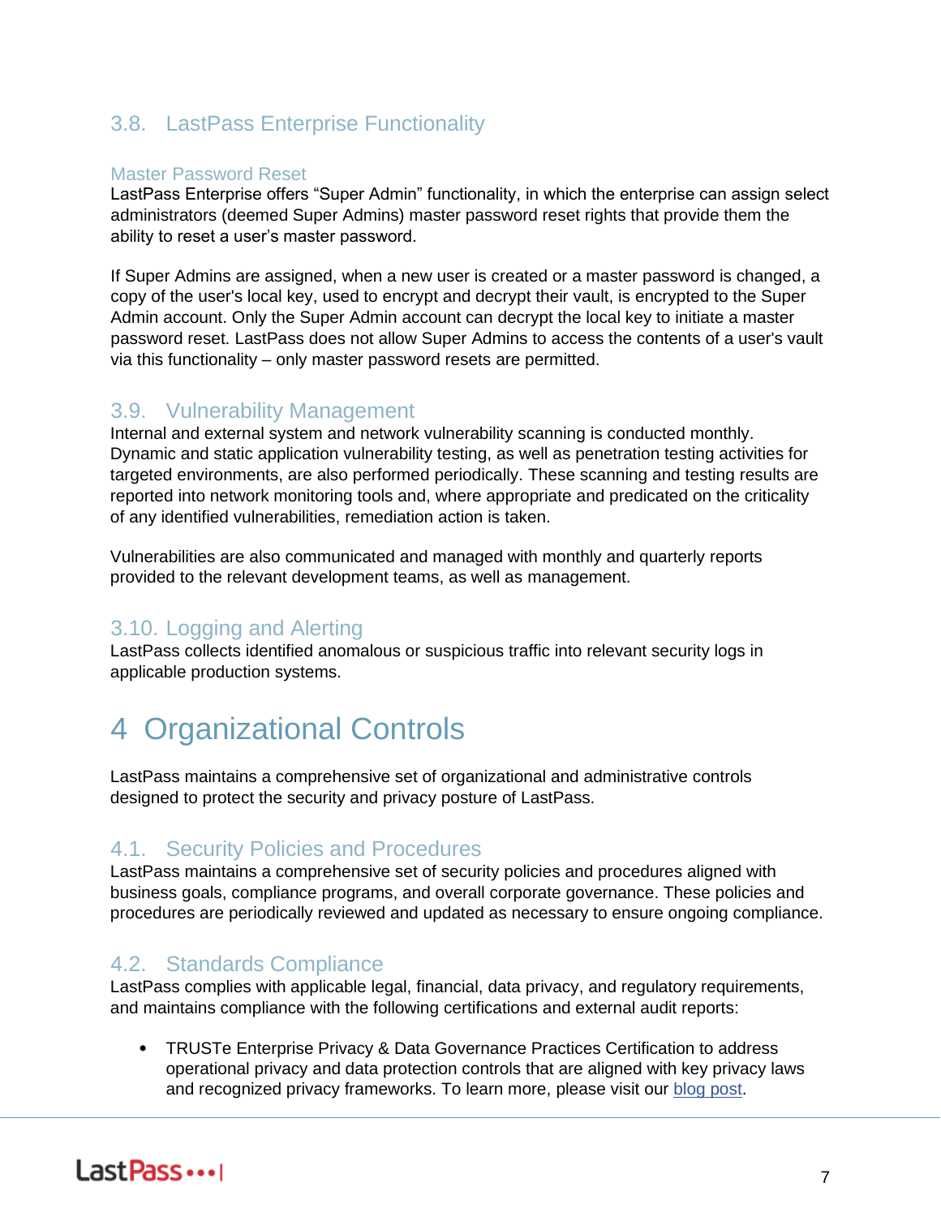## 3.8. LastPass Enterprise Functionality

### Master Password Reset

LastPass Enterprise offers "Super Admin" functionality, in which the enterprise can assign select administrators (deemed Super Admins) master password reset rights that provide them the ability to reset a user's master password.

If Super Admins are assigned, when a new user is created or a master password is changed, a copy of the user's local key, used to encrypt and decrypt their vault, is encrypted to the Super Admin account. Only the Super Admin account can decrypt the local key to initiate a master password reset. LastPass does not allow Super Admins to access the contents of a user's vault via this functionality – only master password resets are permitted.

## 3.9. Vulnerability Management

Internal and external system and network vulnerability scanning is conducted monthly. Dynamic and static application vulnerability testing, as well as penetration testing activities for targeted environments, are also performed periodically. These scanning and testing results are reported into network monitoring tools and, where appropriate and predicated on the criticality of any identified vulnerabilities, remediation action is taken.

Vulnerabilities are also communicated and managed with monthly and quarterly reports provided to the relevant development teams, as well as management.

## 3.10. Logging and Alerting

LastPass collects identified anomalous or suspicious traffic into relevant security logs in applicable production systems.

# 4 Organizational Controls

LastPass maintains a comprehensive set of organizational and administrative controls designed to protect the security and privacy posture of LastPass.

## 4.1. Security Policies and Procedures

LastPass maintains a comprehensive set of security policies and procedures aligned with business goals, compliance programs, and overall corporate governance. These policies and procedures are periodically reviewed and updated as necessary to ensure ongoing compliance.

## 4.2. Standards Compliance

LastPass complies with applicable legal, financial, data privacy, and regulatory requirements, and maintains compliance with the following certifications and external audit reports:

- TRUSTe Enterprise Privacy & Data Governance Practices Certification to address operational privacy and data protection controls that are aligned with key privacy laws and recognized privacy frameworks. To learn more, please visit our blog post.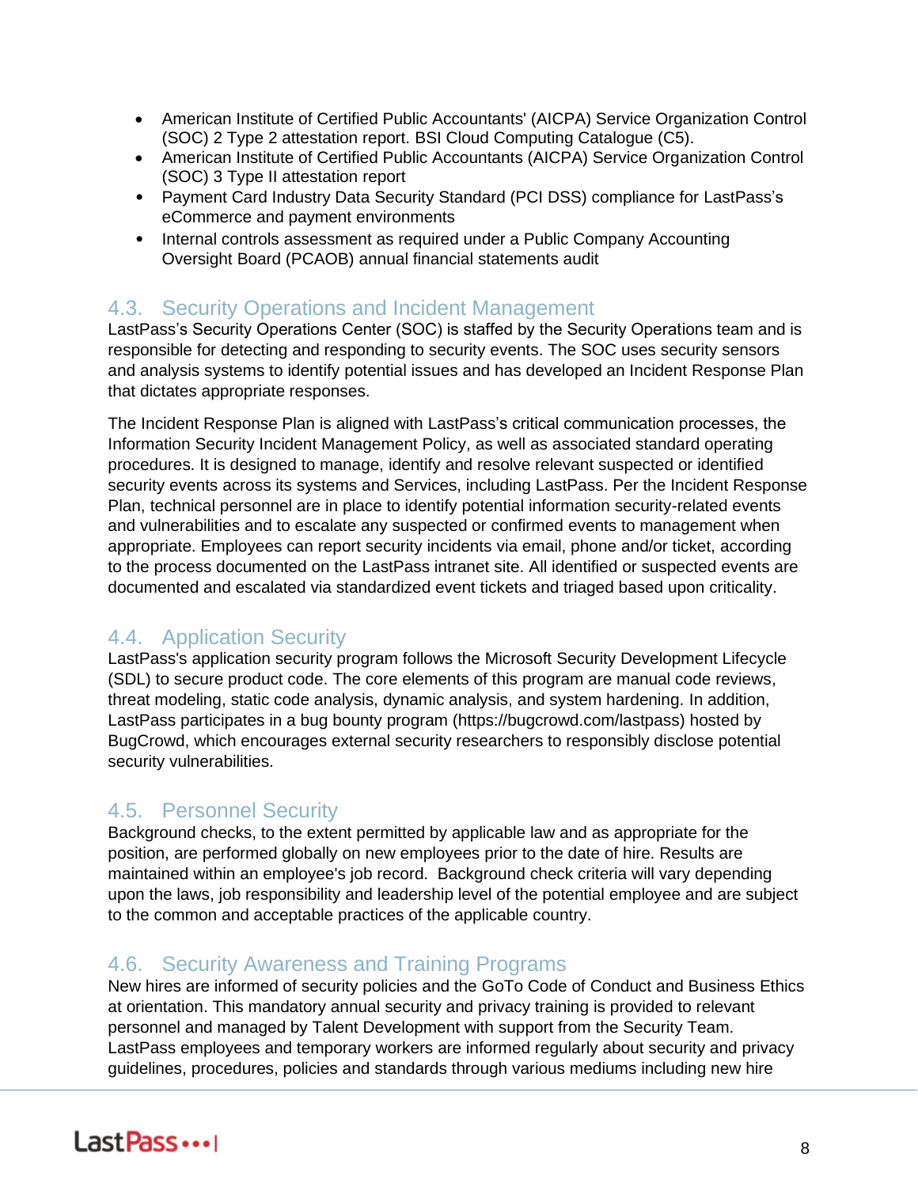- American Institute of Certified Public Accountants' (AICPA) Service Organization Control (SOC) 2 Type 2 attestation report. BSI Cloud Computing Catalogue (C5).
- American Institute of Certified Public Accountants (AICPA) Service Organization Control (SOC) 3 Type II attestation report
- Payment Card Industry Data Security Standard (PCI DSS) compliance for LastPass's eCommerce and payment environments
- Internal controls assessment as required under a Public Company Accounting Oversight Board (PCAOB) annual financial statements audit

## 4.3. Security Operations and Incident Management

LastPass's Security Operations Center (SOC) is staffed by the Security Operations team and is responsible for detecting and responding to security events. The SOC uses security sensors and analysis systems to identify potential issues and has developed an Incident Response Plan that dictates appropriate responses.

The Incident Response Plan is aligned with LastPass's critical communication processes, the Information Security Incident Management Policy, as well as associated standard operating procedures. It is designed to manage, identify and resolve relevant suspected or identified security events across its systems and Services, including LastPass. Per the Incident Response Plan, technical personnel are in place to identify potential information security-related events and vulnerabilities and to escalate any suspected or confirmed events to management when appropriate. Employees can report security incidents via email, phone and/or ticket, according to the process documented on the LastPass intranet site. All identified or suspected events are documented and escalated via standardized event tickets and triaged based upon criticality.

## 4.4. Application Security

LastPass's application security program follows the Microsoft Security Development Lifecycle (SDL) to secure product code. The core elements of this program are manual code reviews, threat modeling, static code analysis, dynamic analysis, and system hardening. In addition, LastPass participates in a bug bounty program (https://bugcrowd.com/lastpass) hosted by BugCrowd, which encourages external security researchers to responsibly disclose potential security vulnerabilities.

## 4.5. Personnel Security

Background checks, to the extent permitted by applicable law and as appropriate for the position, are performed globally on new employees prior to the date of hire. Results are maintained within an employee's job record. Background check criteria will vary depending upon the laws, job responsibility and leadership level of the potential employee and are subject to the common and acceptable practices of the applicable country.

## 4.6. Security Awareness and Training Programs

New hires are informed of security policies and the GoTo Code of Conduct and Business Ethics at orientation. This mandatory annual security and privacy training is provided to relevant personnel and managed by Talent Development with support from the Security Team. LastPass employees and temporary workers are informed regularly about security and privacy guidelines, procedures, policies and standards through various mediums including new hire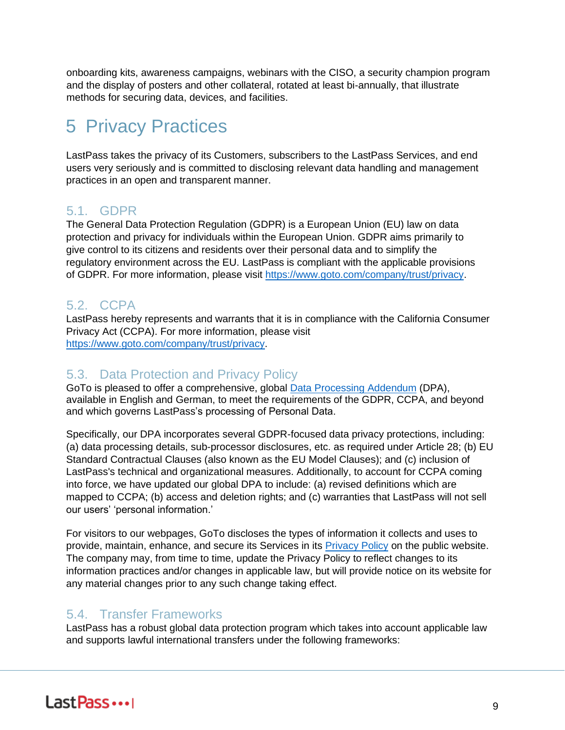onboarding kits, awareness campaigns, webinars with the CISO, a security champion program and the display of posters and other collateral, rotated at least bi-annually, that illustrate methods for securing data, devices, and facilities.

# 5 Privacy Practices

LastPass takes the privacy of its Customers, subscribers to the LastPass Services, and end users very seriously and is committed to disclosing relevant data handling and management practices in an open and transparent manner.

## 5.1. GDPR

The General Data Protection Regulation (GDPR) is a European Union (EU) law on data protection and privacy for individuals within the European Union. GDPR aims primarily to give control to its citizens and residents over their personal data and to simplify the regulatory environment across the EU. LastPass is compliant with the applicable provisions of GDPR. For more information, please visit https://www.goto.com/company/trust/privacy.

## 5.2. CCPA

LastPass hereby represents and warrants that it is in compliance with the California Consumer Privacy Act (CCPA). For more information, please visit https://www.goto.com/company/trust/privacy.

## 5.3. Data Protection and Privacy Policy

GoTo is pleased to offer a comprehensive, global Data Processing Addendum (DPA), available in English and German, to meet the requirements of the GDPR, CCPA, and beyond and which governs LastPass's processing of Personal Data.

Specifically, our DPA incorporates several GDPR-focused data privacy protections, including: (a) data processing details, sub-processor disclosures, etc. as required under Article 28; (b) EU Standard Contractual Clauses (also known as the EU Model Clauses); and (c) inclusion of LastPass's technical and organizational measures. Additionally, to account for CCPA coming into force, we have updated our global DPA to include: (a) revised definitions which are mapped to CCPA; (b) access and deletion rights; and (c) warranties that LastPass will not sell our users' 'personal information.'

For visitors to our webpages, GoTo discloses the types of information it collects and uses to provide, maintain, enhance, and secure its Services in its Privacy Policy on the public website. The company may, from time to time, update the Privacy Policy to reflect changes to its information practices and/or changes in applicable law, but will provide notice on its website for any material changes prior to any such change taking effect.

## 5.4. Transfer Frameworks

LastPass has a robust global data protection program which takes into account applicable law and supports lawful international transfers under the following frameworks: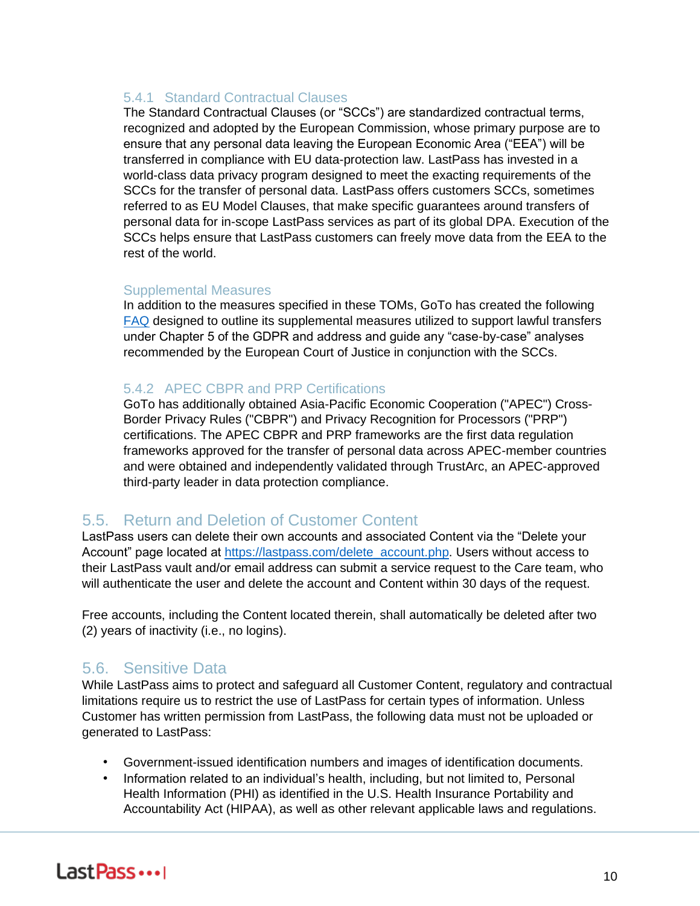#### 5.4.1 Standard Contractual Clauses

The Standard Contractual Clauses (or "SCCs") are standardized contractual terms, recognized and adopted by the European Commission, whose primary purpose are to ensure that any personal data leaving the European Economic Area ("EEA") will be transferred in compliance with EU data-protection law. LastPass has invested in a world-class data privacy program designed to meet the exacting requirements of the SCCs for the transfer of personal data. LastPass offers customers SCCs, sometimes referred to as EU Model Clauses, that make specific guarantees around transfers of personal data for in-scope LastPass services as part of its global DPA. Execution of the SCCs helps ensure that LastPass customers can freely move data from the EEA to the rest of the world.

#### Supplemental Measures

In addition to the measures specified in these TOMs, GoTo has created the following FAQ designed to outline its supplemental measures utilized to support lawful transfers under Chapter 5 of the GDPR and address and guide any "case-by-case" analyses recommended by the European Court of Justice in conjunction with the SCCs.

#### 5.4.2 APEC CBPR and PRP Certifications

GoTo has additionally obtained Asia-Pacific Economic Cooperation ("APEC") Cross-Border Privacy Rules ("CBPR") and Privacy Recognition for Processors ("PRP") certifications. The APEC CBPR and PRP frameworks are the first data regulation frameworks approved for the transfer of personal data across APEC-member countries and were obtained and independently validated through TrustArc, an APEC-approved third-party leader in data protection compliance.

### 5.5. Return and Deletion of Customer Content

LastPass users can delete their own accounts and associated Content via the "Delete your Account" page located at https://lastpass.com/delete_account.php. Users without access to their LastPass vault and/or email address can submit a service request to the Care team, who will authenticate the user and delete the account and Content within 30 days of the request.

Free accounts, including the Content located therein, shall automatically be deleted after two (2) years of inactivity (i.e., no logins).

### 5.6. Sensitive Data

While LastPass aims to protect and safeguard all Customer Content, regulatory and contractual limitations require us to restrict the use of LastPass for certain types of information. Unless Customer has written permission from LastPass, the following data must not be uploaded or generated to LastPass:

- Government-issued identification numbers and images of identification documents.
- Information related to an individual's health, including, but not limited to, Personal Health Information (PHI) as identified in the U.S. Health Insurance Portability and Accountability Act (HIPAA), as well as other relevant applicable laws and regulations.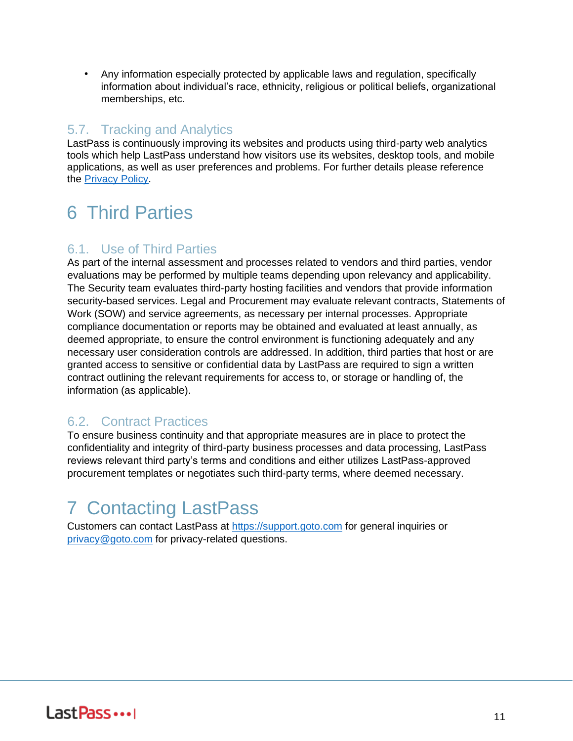- Any information especially protected by applicable laws and regulation, specifically information about individual's race, ethnicity, religious or political beliefs, organizational memberships, etc.

### 5.7. Tracking and Analytics

LastPass is continuously improving its websites and products using third-party web analytics tools which help LastPass understand how visitors use its websites, desktop tools, and mobile applications, as well as user preferences and problems. For further details please reference the [Privacy Policy](Privacy Policy).

# 6 Third Parties

### 6.1. Use of Third Parties

As part of the internal assessment and processes related to vendors and third parties, vendor evaluations may be performed by multiple teams depending upon relevancy and applicability. The Security team evaluates third-party hosting facilities and vendors that provide information security-based services. Legal and Procurement may evaluate relevant contracts, Statements of Work (SOW) and service agreements, as necessary per internal processes. Appropriate compliance documentation or reports may be obtained and evaluated at least annually, as deemed appropriate, to ensure the control environment is functioning adequately and any necessary user consideration controls are addressed. In addition, third parties that host or are granted access to sensitive or confidential data by LastPass are required to sign a written contract outlining the relevant requirements for access to, or storage or handling of, the information (as applicable).

### 6.2. Contract Practices

To ensure business continuity and that appropriate measures are in place to protect the confidentiality and integrity of third-party business processes and data processing, LastPass reviews relevant third party's terms and conditions and either utilizes LastPass-approved procurement templates or negotiates such third-party terms, where deemed necessary.

# 7 Contacting LastPass

Customers can contact LastPass at https://support.goto.com for general inquiries or privacy@goto.com for privacy-related questions.